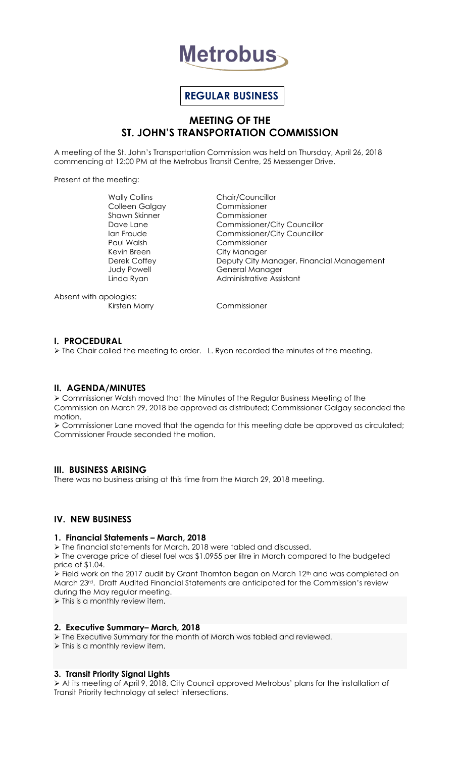# Metrobus

**REGULAR BUSINESS**

## MEETING OF THE ST. JOHN'S TRANSPORTATION COMMISSION

A meeting of the St. John's Transportation Commission was held on Thursday, April 26, 2018 commencing at 12:00 PM at the Metrobus Transit Centre, 25 Messenger Drive.

Present at the meeting:

| | |
|---|---|
| Wally Collins | Chair/Councillor |
| Colleen Galgay | Commissioner |
| Shawn Skinner | Commissioner |
| Dave Lane | Commissioner/City Councillor |
| Ian Froude | Commissioner/City Councillor |
| Paul Walsh | Commissioner |
| Kevin Breen | City Manager |
| Derek Coffey | Deputy City Manager, Financial Management |
| Judy Powell | General Manager |
| Linda Ryan | Administrative Assistant |

Absent with apologies:

| | |
|---|---|
| Kirsten Morry | Commissioner |

### I. PROCEDURAL

- The Chair called the meeting to order. L. Ryan recorded the minutes of the meeting.

### II. AGENDA/MINUTES

- Commissioner Walsh moved that the Minutes of the Regular Business Meeting of the Commission on March 29, 2018 be approved as distributed; Commissioner Galgay seconded the motion.
- Commissioner Lane moved that the agenda for this meeting date be approved as circulated; Commissioner Froude seconded the motion.

### III. BUSINESS ARISING

There was no business arising at this time from the March 29, 2018 meeting.

### IV. NEW BUSINESS

#### 1. Financial Statements – March, 2018

- The financial statements for March, 2018 were tabled and discussed.
- The average price of diesel fuel was $1.0955 per litre in March compared to the budgeted price of $1.04.
- Field work on the 2017 audit by Grant Thornton began on March 12th and was completed on March 23rd. Draft Audited Financial Statements are anticipated for the Commission's review during the May regular meeting.
- This is a monthly review item.

#### 2. Executive Summary– March, 2018

- The Executive Summary for the month of March was tabled and reviewed.
- This is a monthly review item.

#### 3. Transit Priority Signal Lights

- At its meeting of April 9, 2018, City Council approved Metrobus' plans for the installation of Transit Priority technology at select intersections.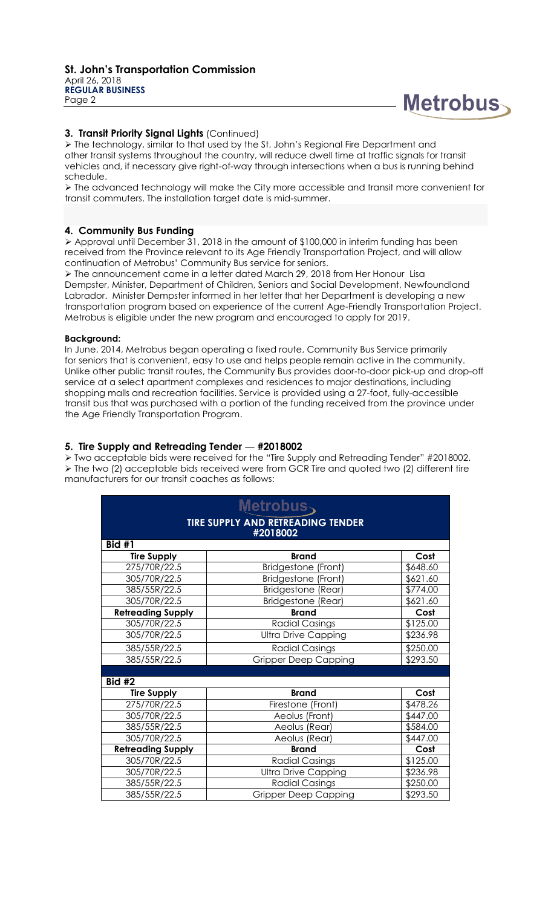### 3. Transit Priority Signal Lights (Continued)

➢ The technology, similar to that used by the St. John's Regional Fire Department and other transit systems throughout the country, will reduce dwell time at traffic signals for transit vehicles and, if necessary give right-of-way through intersections when a bus is running behind schedule.

➢ The advanced technology will make the City more accessible and transit more convenient for transit commuters. The installation target date is mid-summer.

### 4. Community Bus Funding

➢ Approval until December 31, 2018 in the amount of $100,000 in interim funding has been received from the Province relevant to its Age Friendly Transportation Project, and will allow continuation of Metrobus' Community Bus service for seniors.

➢ The announcement came in a letter dated March 29, 2018 from Her Honour Lisa Dempster, Minister, Department of Children, Seniors and Social Development, Newfoundland Labrador. Minister Dempster informed in her letter that her Department is developing a new transportation program based on experience of the current Age-Friendly Transportation Project. Metrobus is eligible under the new program and encouraged to apply for 2019.

**Background:**

In June, 2014, Metrobus began operating a fixed route, Community Bus Service primarily for seniors that is convenient, easy to use and helps people remain active in the community. Unlike other public transit routes, the Community Bus provides door-to-door pick-up and drop-off service at a select apartment complexes and residences to major destinations, including shopping malls and recreation facilities. Service is provided using a 27-foot, fully-accessible transit bus that was purchased with a portion of the funding received from the province under the Age Friendly Transportation Program.

### 5. Tire Supply and Retreading Tender — #2018002

➢ Two acceptable bids were received for the "Tire Supply and Retreading Tender" #2018002.

➢ The two (2) acceptable bids received were from GCR Tire and quoted two (2) different tire manufacturers for our transit coaches as follows:

**Metrobus — TIRE SUPPLY AND RETREADING TENDER #2018002**

| Bid #1 | | |
|---|---|---|
| **Tire Supply** | **Brand** | **Cost** |
| 275/70R/22.5 | Bridgestone (Front) | $648.60 |
| 305/70R/22.5 | Bridgestone (Front) | $621.60 |
| 385/55R/22.5 | Bridgestone (Rear) | $774.00 |
| 305/70R/22.5 | Bridgestone (Rear) | $621.60 |
| **Retreading Supply** | **Brand** | **Cost** |
| 305/70R/22.5 | Radial Casings | $125.00 |
| 305/70R/22.5 | Ultra Drive Capping | $236.98 |
| 385/55R/22.5 | Radial Casings | $250.00 |
| 385/55R/22.5 | Gripper Deep Capping | $293.50 |
| **Bid #2** | | |
| **Tire Supply** | **Brand** | **Cost** |
| 275/70R/22.5 | Firestone (Front) | $478.26 |
| 305/70R/22.5 | Aeolus (Front) | $447.00 |
| 385/55R/22.5 | Aeolus (Rear) | $584.00 |
| 305/70R/22.5 | Aeolus (Rear) | $447.00 |
| **Retreading Supply** | **Brand** | **Cost** |
| 305/70R/22.5 | Radial Casings | $125.00 |
| 305/70R/22.5 | Ultra Drive Capping | $236.98 |
| 385/55R/22.5 | Radial Casings | $250.00 |
| 385/55R/22.5 | Gripper Deep Capping | $293.50 |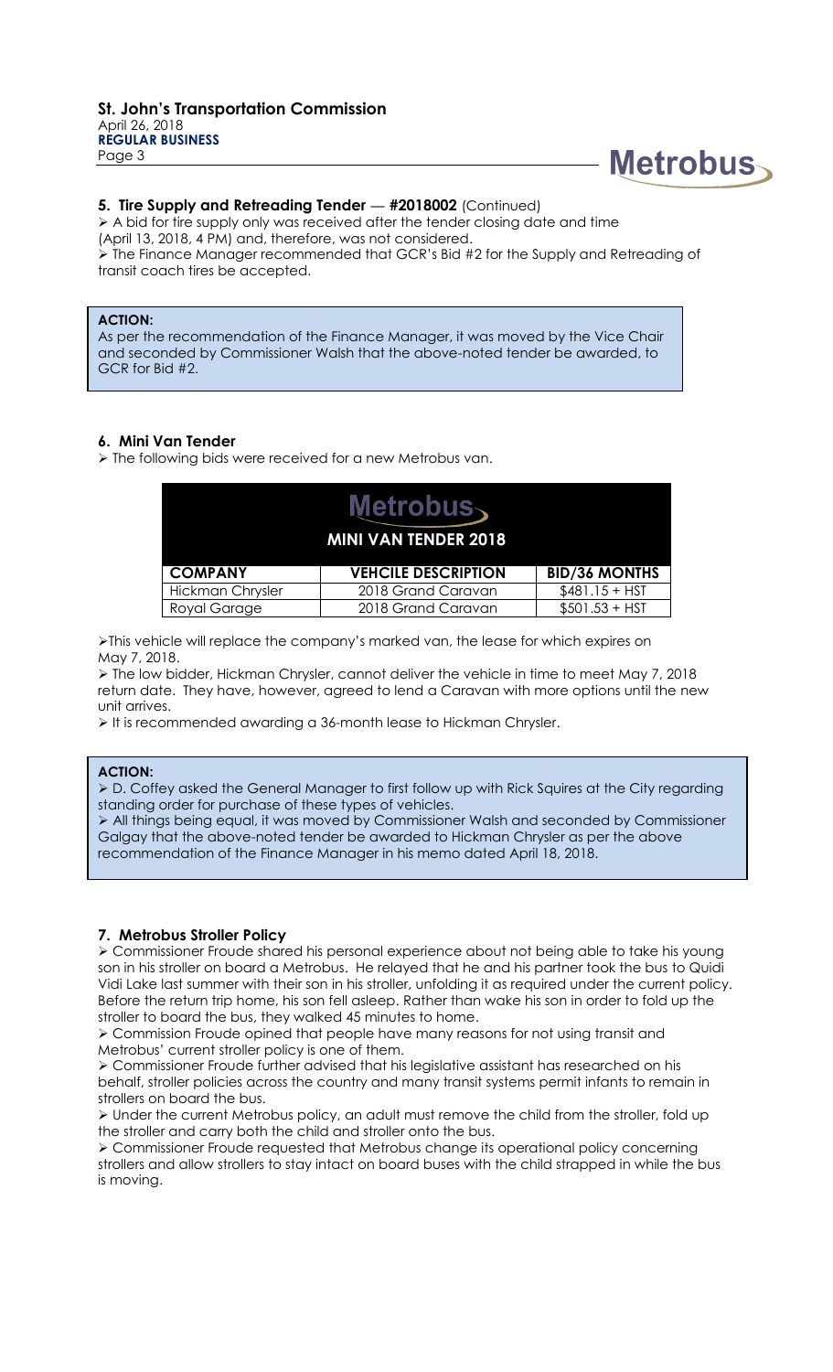## 5. Tire Supply and Retreading Tender — #2018002 (Continued)

- A bid for tire supply only was received after the tender closing date and time (April 13, 2018, 4 PM) and, therefore, was not considered.
- The Finance Manager recommended that GCR's Bid #2 for the Supply and Retreading of transit coach tires be accepted.

**ACTION:**

As per the recommendation of the Finance Manager, it was moved by the Vice Chair and seconded by Commissioner Walsh that the above-noted tender be awarded, to GCR for Bid #2.

## 6. Mini Van Tender

- The following bids were received for a new Metrobus van.

| Metrobus MINI VAN TENDER 2018 | | |
|---|---|---|
| **COMPANY** | **VEHCILE DESCRIPTION** | **BID/36 MONTHS** |
| Hickman Chrysler | 2018 Grand Caravan | $481.15 + HST |
| Royal Garage | 2018 Grand Caravan | $501.53 + HST |

- This vehicle will replace the company's marked van, the lease for which expires on May 7, 2018.
- The low bidder, Hickman Chrysler, cannot deliver the vehicle in time to meet May 7, 2018 return date. They have, however, agreed to lend a Caravan with more options until the new unit arrives.
- It is recommended awarding a 36-month lease to Hickman Chrysler.

**ACTION:**

- D. Coffey asked the General Manager to first follow up with Rick Squires at the City regarding standing order for purchase of these types of vehicles.
- All things being equal, it was moved by Commissioner Walsh and seconded by Commissioner Galgay that the above-noted tender be awarded to Hickman Chrysler as per the above recommendation of the Finance Manager in his memo dated April 18, 2018.

## 7. Metrobus Stroller Policy

- Commissioner Froude shared his personal experience about not being able to take his young son in his stroller on board a Metrobus. He relayed that he and his partner took the bus to Quidi Vidi Lake last summer with their son in his stroller, unfolding it as required under the current policy. Before the return trip home, his son fell asleep. Rather than wake his son in order to fold up the stroller to board the bus, they walked 45 minutes to home.
- Commission Froude opined that people have many reasons for not using transit and Metrobus' current stroller policy is one of them.
- Commissioner Froude further advised that his legislative assistant has researched on his behalf, stroller policies across the country and many transit systems permit infants to remain in strollers on board the bus.
- Under the current Metrobus policy, an adult must remove the child from the stroller, fold up the stroller and carry both the child and stroller onto the bus.
- Commissioner Froude requested that Metrobus change its operational policy concerning strollers and allow strollers to stay intact on board buses with the child strapped in while the bus is moving.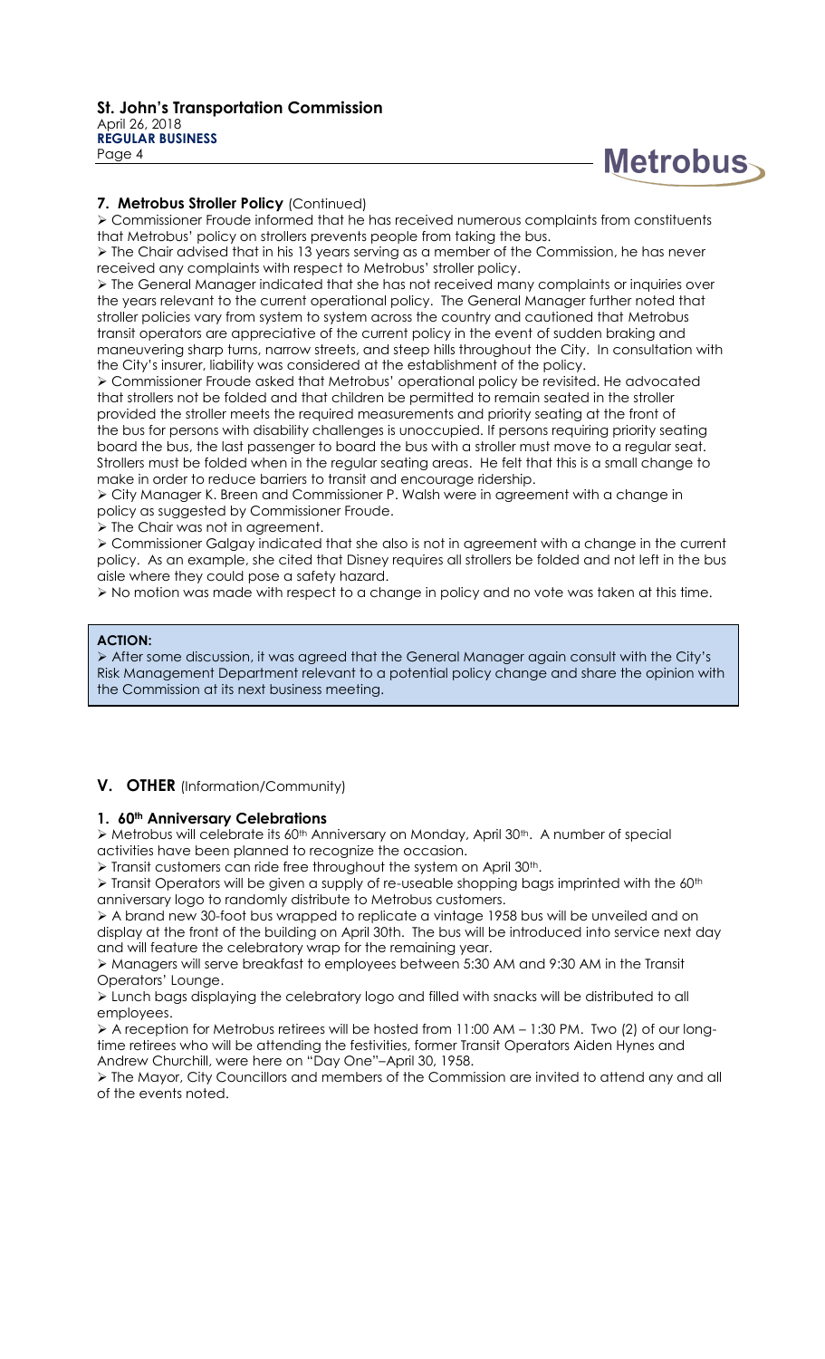### 7. Metrobus Stroller Policy (Continued)

- Commissioner Froude informed that he has received numerous complaints from constituents that Metrobus' policy on strollers prevents people from taking the bus.
- The Chair advised that in his 13 years serving as a member of the Commission, he has never received any complaints with respect to Metrobus' stroller policy.
- The General Manager indicated that she has not received many complaints or inquiries over the years relevant to the current operational policy. The General Manager further noted that stroller policies vary from system to system across the country and cautioned that Metrobus transit operators are appreciative of the current policy in the event of sudden braking and maneuvering sharp turns, narrow streets, and steep hills throughout the City. In consultation with the City's insurer, liability was considered at the establishment of the policy.
- Commissioner Froude asked that Metrobus' operational policy be revisited. He advocated that strollers not be folded and that children be permitted to remain seated in the stroller provided the stroller meets the required measurements and priority seating at the front of the bus for persons with disability challenges is unoccupied. If persons requiring priority seating board the bus, the last passenger to board the bus with a stroller must move to a regular seat. Strollers must be folded when in the regular seating areas. He felt that this is a small change to make in order to reduce barriers to transit and encourage ridership.
- City Manager K. Breen and Commissioner P. Walsh were in agreement with a change in policy as suggested by Commissioner Froude.
- The Chair was not in agreement.
- Commissioner Galgay indicated that she also is not in agreement with a change in the current policy. As an example, she cited that Disney requires all strollers be folded and not left in the bus aisle where they could pose a safety hazard.
- No motion was made with respect to a change in policy and no vote was taken at this time.

**ACTION:**

- After some discussion, it was agreed that the General Manager again consult with the City's Risk Management Department relevant to a potential policy change and share the opinion with the Commission at its next business meeting.

## V. OTHER (Information/Community)

### 1. 60th Anniversary Celebrations

- Metrobus will celebrate its 60th Anniversary on Monday, April 30th. A number of special activities have been planned to recognize the occasion.
- Transit customers can ride free throughout the system on April 30th.
- Transit Operators will be given a supply of re-useable shopping bags imprinted with the 60th anniversary logo to randomly distribute to Metrobus customers.
- A brand new 30-foot bus wrapped to replicate a vintage 1958 bus will be unveiled and on display at the front of the building on April 30th. The bus will be introduced into service next day and will feature the celebratory wrap for the remaining year.
- Managers will serve breakfast to employees between 5:30 AM and 9:30 AM in the Transit Operators' Lounge.
- Lunch bags displaying the celebratory logo and filled with snacks will be distributed to all employees.
- A reception for Metrobus retirees will be hosted from 11:00 AM – 1:30 PM. Two (2) of our long-time retirees who will be attending the festivities, former Transit Operators Aiden Hynes and Andrew Churchill, were here on "Day One"–April 30, 1958.
- The Mayor, City Councillors and members of the Commission are invited to attend any and all of the events noted.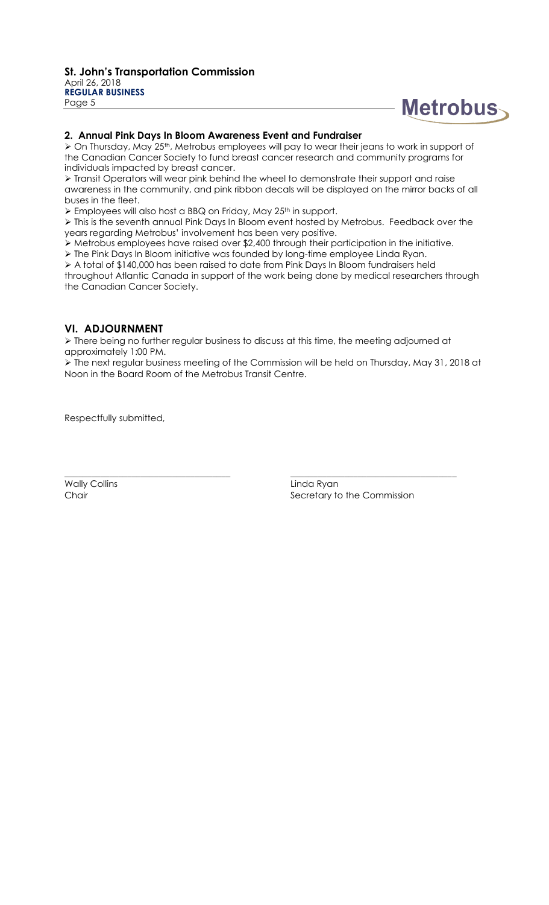## 2. Annual Pink Days In Bloom Awareness Event and Fundraiser

- On Thursday, May 25th, Metrobus employees will pay to wear their jeans to work in support of the Canadian Cancer Society to fund breast cancer research and community programs for individuals impacted by breast cancer.
- Transit Operators will wear pink behind the wheel to demonstrate their support and raise awareness in the community, and pink ribbon decals will be displayed on the mirror backs of all buses in the fleet.
- Employees will also host a BBQ on Friday, May 25th in support.
- This is the seventh annual Pink Days In Bloom event hosted by Metrobus. Feedback over the years regarding Metrobus' involvement has been very positive.
- Metrobus employees have raised over $2,400 through their participation in the initiative.
- The Pink Days In Bloom initiative was founded by long-time employee Linda Ryan.
- A total of $140,000 has been raised to date from Pink Days In Bloom fundraisers held throughout Atlantic Canada in support of the work being done by medical researchers through the Canadian Cancer Society.

## VI. ADJOURNMENT

- There being no further regular business to discuss at this time, the meeting adjourned at approximately 1:00 PM.
- The next regular business meeting of the Commission will be held on Thursday, May 31, 2018 at Noon in the Board Room of the Metrobus Transit Centre.

Respectfully submitted,

| | |
|---|---|
| Wally Collins | Linda Ryan |
| Chair | Secretary to the Commission |